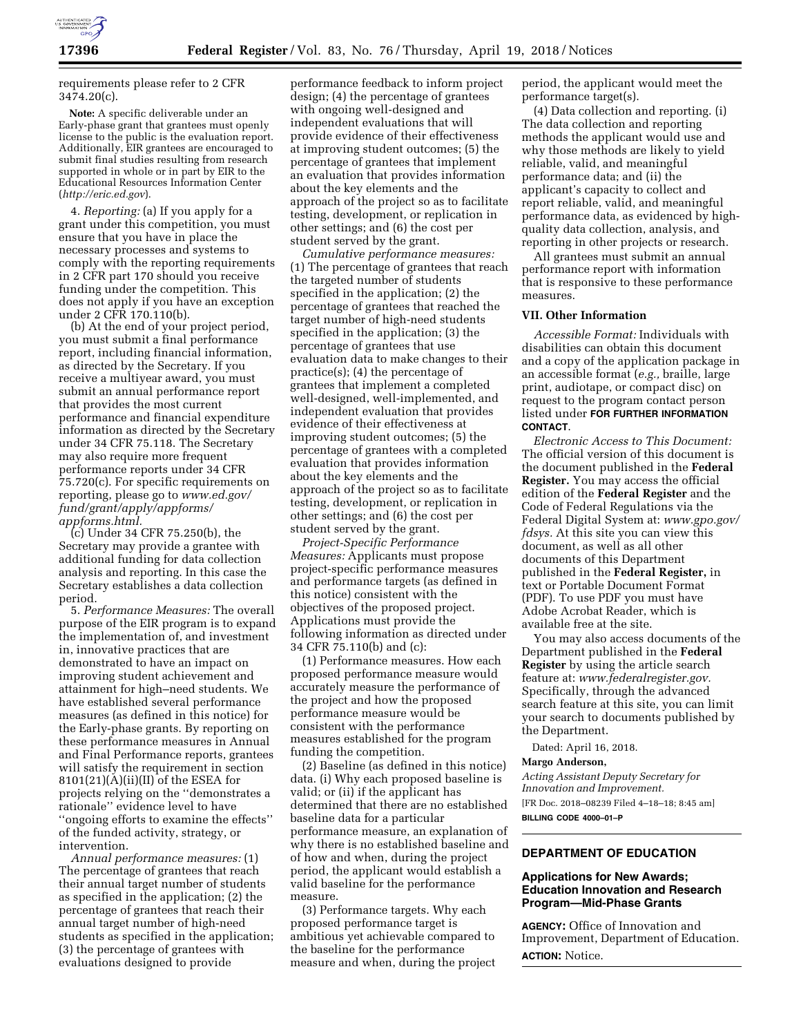requirements please refer to 2 CFR 3474.20(c).

**Note:** A specific deliverable under an Early-phase grant that grantees must openly license to the public is the evaluation report. Additionally, EIR grantees are encouraged to submit final studies resulting from research supported in whole or in part by EIR to the Educational Resources Information Center (*http://eric.ed.gov*).

4. *Reporting:* (a) If you apply for a grant under this competition, you must ensure that you have in place the necessary processes and systems to comply with the reporting requirements in 2 CFR part 170 should you receive funding under the competition. This does not apply if you have an exception under 2 CFR 170.110(b).

(b) At the end of your project period, you must submit a final performance report, including financial information, as directed by the Secretary. If you receive a multiyear award, you must submit an annual performance report that provides the most current performance and financial expenditure information as directed by the Secretary under 34 CFR 75.118. The Secretary may also require more frequent performance reports under 34 CFR 75.720(c). For specific requirements on reporting, please go to *www.ed.gov/fund/grant/apply/appforms/appforms.html.*

(c) Under 34 CFR 75.250(b), the Secretary may provide a grantee with additional funding for data collection analysis and reporting. In this case the Secretary establishes a data collection period.

5. *Performance Measures:* The overall purpose of the EIR program is to expand the implementation of, and investment in, innovative practices that are demonstrated to have an impact on improving student achievement and attainment for high–need students. We have established several performance measures (as defined in this notice) for the Early-phase grants. By reporting on these performance measures in Annual and Final Performance reports, grantees will satisfy the requirement in section 8101(21)(A)(ii)(II) of the ESEA for projects relying on the ''demonstrates a rationale'' evidence level to have ''ongoing efforts to examine the effects'' of the funded activity, strategy, or intervention.

*Annual performance measures:* (1) The percentage of grantees that reach their annual target number of students as specified in the application; (2) the percentage of grantees that reach their annual target number of high-need students as specified in the application; (3) the percentage of grantees with evaluations designed to provide performance feedback to inform project design; (4) the percentage of grantees with ongoing well-designed and independent evaluations that will provide evidence of their effectiveness at improving student outcomes; (5) the percentage of grantees that implement an evaluation that provides information about the key elements and the approach of the project so as to facilitate testing, development, or replication in other settings; and (6) the cost per student served by the grant.

*Cumulative performance measures:* (1) The percentage of grantees that reach the targeted number of students specified in the application; (2) the percentage of grantees that reached the target number of high-need students specified in the application; (3) the percentage of grantees that use evaluation data to make changes to their practice(s); (4) the percentage of grantees that implement a completed well-designed, well-implemented, and independent evaluation that provides evidence of their effectiveness at improving student outcomes; (5) the percentage of grantees with a completed evaluation that provides information about the key elements and the approach of the project so as to facilitate testing, development, or replication in other settings; and (6) the cost per student served by the grant.

*Project-Specific Performance Measures:* Applicants must propose project-specific performance measures and performance targets (as defined in this notice) consistent with the objectives of the proposed project. Applications must provide the following information as directed under 34 CFR 75.110(b) and (c):

(1) Performance measures. How each proposed performance measure would accurately measure the performance of the project and how the proposed performance measure would be consistent with the performance measures established for the program funding the competition.

(2) Baseline (as defined in this notice) data. (i) Why each proposed baseline is valid; or (ii) if the applicant has determined that there are no established baseline data for a particular performance measure, an explanation of why there is no established baseline and of how and when, during the project period, the applicant would establish a valid baseline for the performance measure.

(3) Performance targets. Why each proposed performance target is ambitious yet achievable compared to the baseline for the performance measure and when, during the project period, the applicant would meet the performance target(s).

(4) Data collection and reporting. (i) The data collection and reporting methods the applicant would use and why those methods are likely to yield reliable, valid, and meaningful performance data; and (ii) the applicant's capacity to collect and report reliable, valid, and meaningful performance data, as evidenced by high-quality data collection, analysis, and reporting in other projects or research.

All grantees must submit an annual performance report with information that is responsive to these performance measures.

### VII. Other Information

*Accessible Format:* Individuals with disabilities can obtain this document and a copy of the application package in an accessible format (*e.g.,* braille, large print, audiotape, or compact disc) on request to the program contact person listed under **FOR FURTHER INFORMATION CONTACT**.

*Electronic Access to This Document:* The official version of this document is the document published in the **Federal Register.** You may access the official edition of the **Federal Register** and the Code of Federal Regulations via the Federal Digital System at: *www.gpo.gov/fdsys.* At this site you can view this document, as well as all other documents of this Department published in the **Federal Register,** in text or Portable Document Format (PDF). To use PDF you must have Adobe Acrobat Reader, which is available free at the site.

You may also access documents of the Department published in the **Federal Register** by using the article search feature at: *www.federalregister.gov.* Specifically, through the advanced search feature at this site, you can limit your search to documents published by the Department.

Dated: April 16, 2018.

**Margo Anderson,**

*Acting Assistant Deputy Secretary for Innovation and Improvement.*

[FR Doc. 2018–08239 Filed 4–18–18; 8:45 am]

**BILLING CODE 4000–01–P**

## DEPARTMENT OF EDUCATION

### Applications for New Awards; Education Innovation and Research Program—Mid-Phase Grants

**AGENCY:** Office of Innovation and Improvement, Department of Education.

**ACTION:** Notice.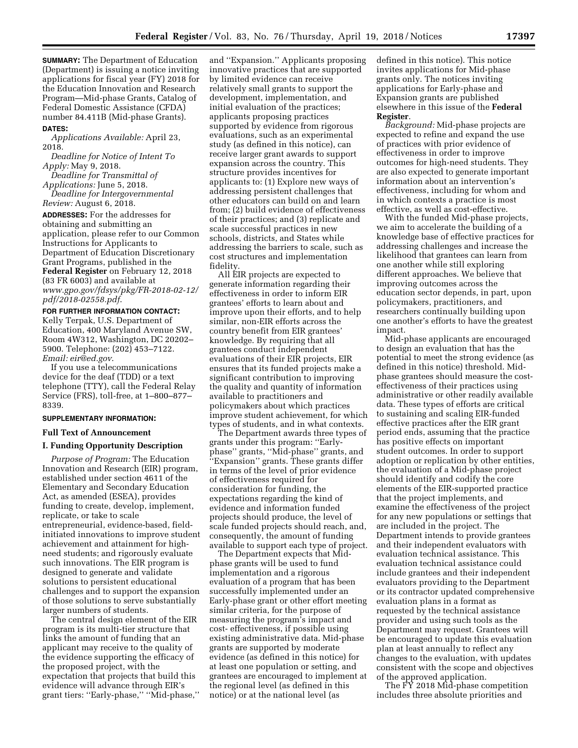**SUMMARY:** The Department of Education (Department) is issuing a notice inviting applications for fiscal year (FY) 2018 for the Education Innovation and Research Program—Mid-phase Grants, Catalog of Federal Domestic Assistance (CFDA) number 84.411B (Mid-phase Grants).

**DATES:**

*Applications Available:* April 23, 2018.

*Deadline for Notice of Intent To Apply:* May 9, 2018.

*Deadline for Transmittal of Applications:* June 5, 2018.

*Deadline for Intergovernmental Review:* August 6, 2018.

**ADDRESSES:** For the addresses for obtaining and submitting an application, please refer to our Common Instructions for Applicants to Department of Education Discretionary Grant Programs, published in the **Federal Register** on February 12, 2018 (83 FR 6003) and available at *www.gpo.gov/fdsys/pkg/FR-2018-02-12/pdf/2018-02558.pdf*.

**FOR FURTHER INFORMATION CONTACT:** Kelly Terpak, U.S. Department of Education, 400 Maryland Avenue SW, Room 4W312, Washington, DC 20202–5900. Telephone: (202) 453–7122. *Email: eir@ed.gov*.

If you use a telecommunications device for the deaf (TDD) or a text telephone (TTY), call the Federal Relay Service (FRS), toll-free, at 1–800–877–8339.

**SUPPLEMENTARY INFORMATION:**

**Full Text of Announcement**

**I. Funding Opportunity Description**

*Purpose of Program:* The Education Innovation and Research (EIR) program, established under section 4611 of the Elementary and Secondary Education Act, as amended (ESEA), provides funding to create, develop, implement, replicate, or take to scale entrepreneurial, evidence-based, field-initiated innovations to improve student achievement and attainment for high-need students; and rigorously evaluate such innovations. The EIR program is designed to generate and validate solutions to persistent educational challenges and to support the expansion of those solutions to serve substantially larger numbers of students.

The central design element of the EIR program is its multi-tier structure that links the amount of funding that an applicant may receive to the quality of the evidence supporting the efficacy of the proposed project, with the expectation that projects that build this evidence will advance through EIR's grant tiers: "Early-phase," "Mid-phase," and "Expansion." Applicants proposing innovative practices that are supported by limited evidence can receive relatively small grants to support the development, implementation, and initial evaluation of the practices; applicants proposing practices supported by evidence from rigorous evaluations, such as an experimental study (as defined in this notice), can receive larger grant awards to support expansion across the country. This structure provides incentives for applicants to: (1) Explore new ways of addressing persistent challenges that other educators can build on and learn from; (2) build evidence of effectiveness of their practices; and (3) replicate and scale successful practices in new schools, districts, and States while addressing the barriers to scale, such as cost structures and implementation fidelity.

All EIR projects are expected to generate information regarding their effectiveness in order to inform EIR grantees' efforts to learn about and improve upon their efforts, and to help similar, non-EIR efforts across the country benefit from EIR grantees' knowledge. By requiring that all grantees conduct independent evaluations of their EIR projects, EIR ensures that its funded projects make a significant contribution to improving the quality and quantity of information available to practitioners and policymakers about which practices improve student achievement, for which types of students, and in what contexts.

The Department awards three types of grants under this program: "Early-phase" grants, "Mid-phase" grants, and "Expansion" grants. These grants differ in terms of the level of prior evidence of effectiveness required for consideration for funding, the expectations regarding the kind of evidence and information funded projects should produce, the level of scale funded projects should reach, and, consequently, the amount of funding available to support each type of project.

The Department expects that Mid-phase grants will be used to fund implementation and a rigorous evaluation of a program that has been successfully implemented under an Early-phase grant or other effort meeting similar criteria, for the purpose of measuring the program's impact and cost- effectiveness, if possible using existing administrative data. Mid-phase grants are supported by moderate evidence (as defined in this notice) for at least one population or setting, and grantees are encouraged to implement at the regional level (as defined in this notice) or at the national level (as defined in this notice). This notice invites applications for Mid-phase grants only. The notices inviting applications for Early-phase and Expansion grants are published elsewhere in this issue of the **Federal Register**.

*Background:* Mid-phase projects are expected to refine and expand the use of practices with prior evidence of effectiveness in order to improve outcomes for high-need students. They are also expected to generate important information about an intervention's effectiveness, including for whom and in which contexts a practice is most effective, as well as cost-effective.

With the funded Mid-phase projects, we aim to accelerate the building of a knowledge base of effective practices for addressing challenges and increase the likelihood that grantees can learn from one another while still exploring different approaches. We believe that improving outcomes across the education sector depends, in part, upon policymakers, practitioners, and researchers continually building upon one another's efforts to have the greatest impact.

Mid-phase applicants are encouraged to design an evaluation that has the potential to meet the strong evidence (as defined in this notice) threshold. Mid-phase grantees should measure the cost-effectiveness of their practices using administrative or other readily available data. These types of efforts are critical to sustaining and scaling EIR-funded effective practices after the EIR grant period ends, assuming that the practice has positive effects on important student outcomes. In order to support adoption or replication by other entities, the evaluation of a Mid-phase project should identify and codify the core elements of the EIR-supported practice that the project implements, and examine the effectiveness of the project for any new populations or settings that are included in the project. The Department intends to provide grantees and their independent evaluators with evaluation technical assistance. This evaluation technical assistance could include grantees and their independent evaluators providing to the Department or its contractor updated comprehensive evaluation plans in a format as requested by the technical assistance provider and using such tools as the Department may request. Grantees will be encouraged to update this evaluation plan at least annually to reflect any changes to the evaluation, with updates consistent with the scope and objectives of the approved application.

The FY 2018 Mid-phase competition includes three absolute priorities and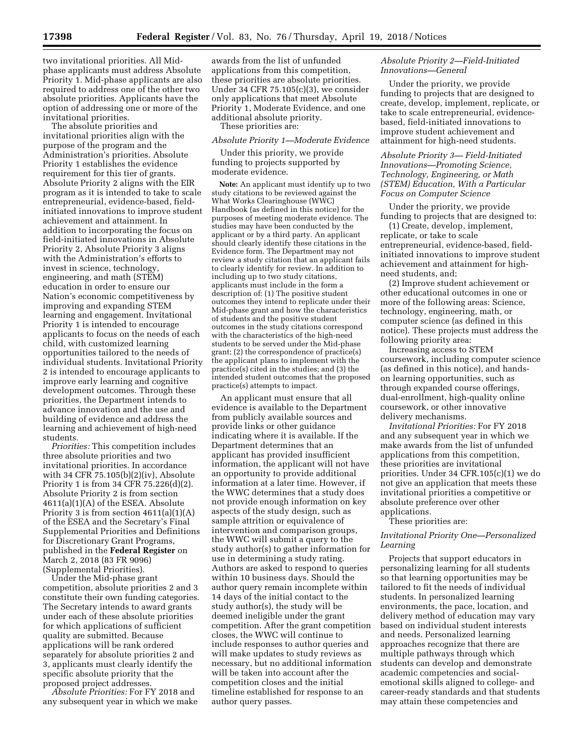two invitational priorities. All Mid-phase applicants must address Absolute Priority 1. Mid-phase applicants are also required to address one of the other two absolute priorities. Applicants have the option of addressing one or more of the invitational priorities.

The absolute priorities and invitational priorities align with the purpose of the program and the Administration's priorities. Absolute Priority 1 establishes the evidence requirement for this tier of grants. Absolute Priority 2 aligns with the EIR program as it is intended to take to scale entrepreneurial, evidence-based, field-initiated innovations to improve student achievement and attainment. In addition to incorporating the focus on field-initiated innovations in Absolute Priority 2, Absolute Priority 3 aligns with the Administration's efforts to invest in science, technology, engineering, and math (STEM) education in order to ensure our Nation's economic competitiveness by improving and expanding STEM learning and engagement. Invitational Priority 1 is intended to encourage applicants to focus on the needs of each child, with customized learning opportunities tailored to the needs of individual students. Invitational Priority 2 is intended to encourage applicants to improve early learning and cognitive development outcomes. Through these priorities, the Department intends to advance innovation and the use and building of evidence and address the learning and achievement of high-need students.

*Priorities:* This competition includes three absolute priorities and two invitational priorities. In accordance with 34 CFR 75.105(b)(2)(iv), Absolute Priority 1 is from 34 CFR 75.226(d)(2). Absolute Priority 2 is from section 4611(a)(1)(A) of the ESEA. Absolute Priority 3 is from section 4611(a)(1)(A) of the ESEA and the Secretary's Final Supplemental Priorities and Definitions for Discretionary Grant Programs, published in the **Federal Register** on March 2, 2018 (83 FR 9096) (Supplemental Priorities).

Under the Mid-phase grant competition, absolute priorities 2 and 3 constitute their own funding categories. The Secretary intends to award grants under each of these absolute priorities for which applications of sufficient quality are submitted. Because applications will be rank ordered separately for absolute priorities 2 and 3, applicants must clearly identify the specific absolute priority that the proposed project addresses.

*Absolute Priorities:* For FY 2018 and any subsequent year in which we make awards from the list of unfunded applications from this competition, these priorities are absolute priorities. Under 34 CFR 75.105(c)(3), we consider only applications that meet Absolute Priority 1, Moderate Evidence, and one additional absolute priority.

These priorities are:

*Absolute Priority 1—Moderate Evidence*

Under this priority, we provide funding to projects supported by moderate evidence.

**Note:** An applicant must identify up to two study citations to be reviewed against the What Works Clearinghouse (WWC) Handbook (as defined in this notice) for the purposes of meeting moderate evidence. The studies may have been conducted by the applicant or by a third party. An applicant should clearly identify these citations in the Evidence form. The Department may not review a study citation that an applicant fails to clearly identify for review. In addition to including up to two study citations, applicants must include in the form a description of: (1) The positive student outcomes they intend to replicate under their Mid-phase grant and how the characteristics of students and the positive student outcomes in the study citations correspond with the characteristics of the high-need students to be served under the Mid-phase grant; (2) the correspondence of practice(s) the applicant plans to implement with the practice(s) cited in the studies; and (3) the intended student outcomes that the proposed practice(s) attempts to impact.

An applicant must ensure that all evidence is available to the Department from publicly available sources and provide links or other guidance indicating where it is available. If the Department determines that an applicant has provided insufficient information, the applicant will not have an opportunity to provide additional information at a later time. However, if the WWC determines that a study does not provide enough information on key aspects of the study design, such as sample attrition or equivalence of intervention and comparison groups, the WWC will submit a query to the study author(s) to gather information for use in determining a study rating. Authors are asked to respond to queries within 10 business days. Should the author query remain incomplete within 14 days of the initial contact to the study author(s), the study will be deemed ineligible under the grant competition. After the grant competition closes, the WWC will continue to include responses to author queries and will make updates to study reviews as necessary, but no additional information will be taken into account after the competition closes and the initial timeline established for response to an author query passes.

*Absolute Priority 2—Field-Initiated Innovations—General*

Under the priority, we provide funding to projects that are designed to create, develop, implement, replicate, or take to scale entrepreneurial, evidence-based, field-initiated innovations to improve student achievement and attainment for high-need students.

*Absolute Priority 3— Field-Initiated Innovations—Promoting Science, Technology, Engineering, or Math (STEM) Education, With a Particular Focus on Computer Science*

Under the priority, we provide funding to projects that are designed to:

(1) Create, develop, implement, replicate, or take to scale entrepreneurial, evidence-based, field-initiated innovations to improve student achievement and attainment for high-need students, and;

(2) Improve student achievement or other educational outcomes in one or more of the following areas: Science, technology, engineering, math, or computer science (as defined in this notice). These projects must address the following priority area:

Increasing access to STEM coursework, including computer science (as defined in this notice), and hands-on learning opportunities, such as through expanded course offerings, dual-enrollment, high-quality online coursework, or other innovative delivery mechanisms.

*Invitational Priorities:* For FY 2018 and any subsequent year in which we make awards from the list of unfunded applications from this competition, these priorities are invitational priorities. Under 34 CFR.105(c)(1) we do not give an application that meets these invitational priorities a competitive or absolute preference over other applications.

These priorities are:

*Invitational Priority One—Personalized Learning*

Projects that support educators in personalizing learning for all students so that learning opportunities may be tailored to fit the needs of individual students. In personalized learning environments, the pace, location, and delivery method of education may vary based on individual student interests and needs. Personalized learning approaches recognize that there are multiple pathways through which students can develop and demonstrate academic competencies and social-emotional skills aligned to college- and career-ready standards and that students may attain these competencies and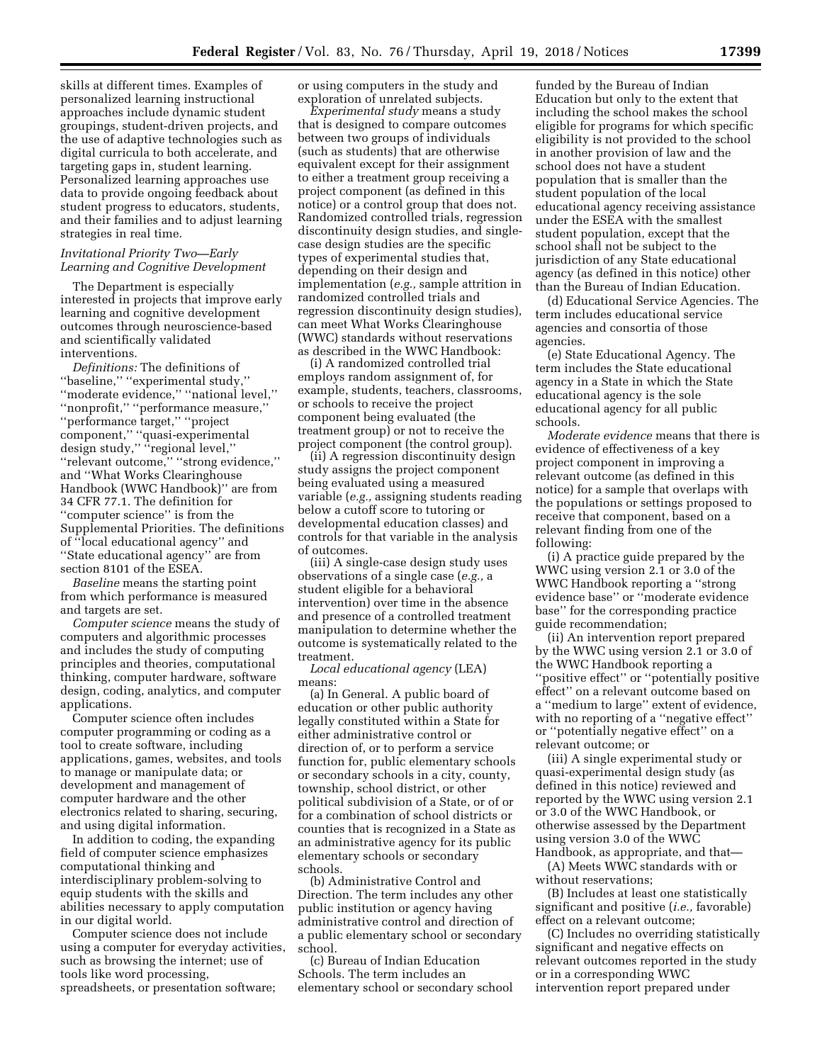skills at different times. Examples of personalized learning instructional approaches include dynamic student groupings, student-driven projects, and the use of adaptive technologies such as digital curricula to both accelerate, and targeting gaps in, student learning. Personalized learning approaches use data to provide ongoing feedback about student progress to educators, students, and their families and to adjust learning strategies in real time.

*Invitational Priority Two—Early Learning and Cognitive Development*

The Department is especially interested in projects that improve early learning and cognitive development outcomes through neuroscience-based and scientifically validated interventions.

*Definitions:* The definitions of "baseline," "experimental study," "moderate evidence," "national level," "nonprofit," "performance measure," "performance target," "project component," "quasi-experimental design study," "regional level," "relevant outcome," "strong evidence," and "What Works Clearinghouse Handbook (WWC Handbook)" are from 34 CFR 77.1. The definition for "computer science" is from the Supplemental Priorities. The definitions of "local educational agency" and "State educational agency" are from section 8101 of the ESEA.

*Baseline* means the starting point from which performance is measured and targets are set.

*Computer science* means the study of computers and algorithmic processes and includes the study of computing principles and theories, computational thinking, computer hardware, software design, coding, analytics, and computer applications.

Computer science often includes computer programming or coding as a tool to create software, including applications, games, websites, and tools to manage or manipulate data; or development and management of computer hardware and the other electronics related to sharing, securing, and using digital information.

In addition to coding, the expanding field of computer science emphasizes computational thinking and interdisciplinary problem-solving to equip students with the skills and abilities necessary to apply computation in our digital world.

Computer science does not include using a computer for everyday activities, such as browsing the internet; use of tools like word processing, spreadsheets, or presentation software; or using computers in the study and exploration of unrelated subjects.

*Experimental study* means a study that is designed to compare outcomes between two groups of individuals (such as students) that are otherwise equivalent except for their assignment to either a treatment group receiving a project component (as defined in this notice) or a control group that does not. Randomized controlled trials, regression discontinuity design studies, and single-case design studies are the specific types of experimental studies that, depending on their design and implementation (*e.g.,* sample attrition in randomized controlled trials and regression discontinuity design studies), can meet What Works Clearinghouse (WWC) standards without reservations as described in the WWC Handbook:

(i) A randomized controlled trial employs random assignment of, for example, students, teachers, classrooms, or schools to receive the project component being evaluated (the treatment group) or not to receive the project component (the control group).

(ii) A regression discontinuity design study assigns the project component being evaluated using a measured variable (*e.g.,* assigning students reading below a cutoff score to tutoring or developmental education classes) and controls for that variable in the analysis of outcomes.

(iii) A single-case design study uses observations of a single case (*e.g.,* a student eligible for a behavioral intervention) over time in the absence and presence of a controlled treatment manipulation to determine whether the outcome is systematically related to the treatment.

*Local educational agency* (LEA) means:

(a) In General. A public board of education or other public authority legally constituted within a State for either administrative control or direction of, or to perform a service function for, public elementary schools or secondary schools in a city, county, township, school district, or other political subdivision of a State, or of or for a combination of school districts or counties that is recognized in a State as an administrative agency for its public elementary schools or secondary schools.

(b) Administrative Control and Direction. The term includes any other public institution or agency having administrative control and direction of a public elementary school or secondary school.

(c) Bureau of Indian Education Schools. The term includes an elementary school or secondary school funded by the Bureau of Indian Education but only to the extent that including the school makes the school eligible for programs for which specific eligibility is not provided to the school in another provision of law and the school does not have a student population that is smaller than the student population of the local educational agency receiving assistance under the ESEA with the smallest student population, except that the school shall not be subject to the jurisdiction of any State educational agency (as defined in this notice) other than the Bureau of Indian Education.

(d) Educational Service Agencies. The term includes educational service agencies and consortia of those agencies.

(e) State Educational Agency. The term includes the State educational agency in a State in which the State educational agency is the sole educational agency for all public schools.

*Moderate evidence* means that there is evidence of effectiveness of a key project component in improving a relevant outcome (as defined in this notice) for a sample that overlaps with the populations or settings proposed to receive that component, based on a relevant finding from one of the following:

(i) A practice guide prepared by the WWC using version 2.1 or 3.0 of the WWC Handbook reporting a "strong evidence base" or "moderate evidence base" for the corresponding practice guide recommendation;

(ii) An intervention report prepared by the WWC using version 2.1 or 3.0 of the WWC Handbook reporting a "positive effect" or "potentially positive effect" on a relevant outcome based on a "medium to large" extent of evidence, with no reporting of a "negative effect" or "potentially negative effect" on a relevant outcome; or

(iii) A single experimental study or quasi-experimental design study (as defined in this notice) reviewed and reported by the WWC using version 2.1 or 3.0 of the WWC Handbook, or otherwise assessed by the Department using version 3.0 of the WWC Handbook, as appropriate, and that—

(A) Meets WWC standards with or without reservations;

(B) Includes at least one statistically significant and positive (*i.e.,* favorable) effect on a relevant outcome;

(C) Includes no overriding statistically significant and negative effects on relevant outcomes reported in the study or in a corresponding WWC intervention report prepared under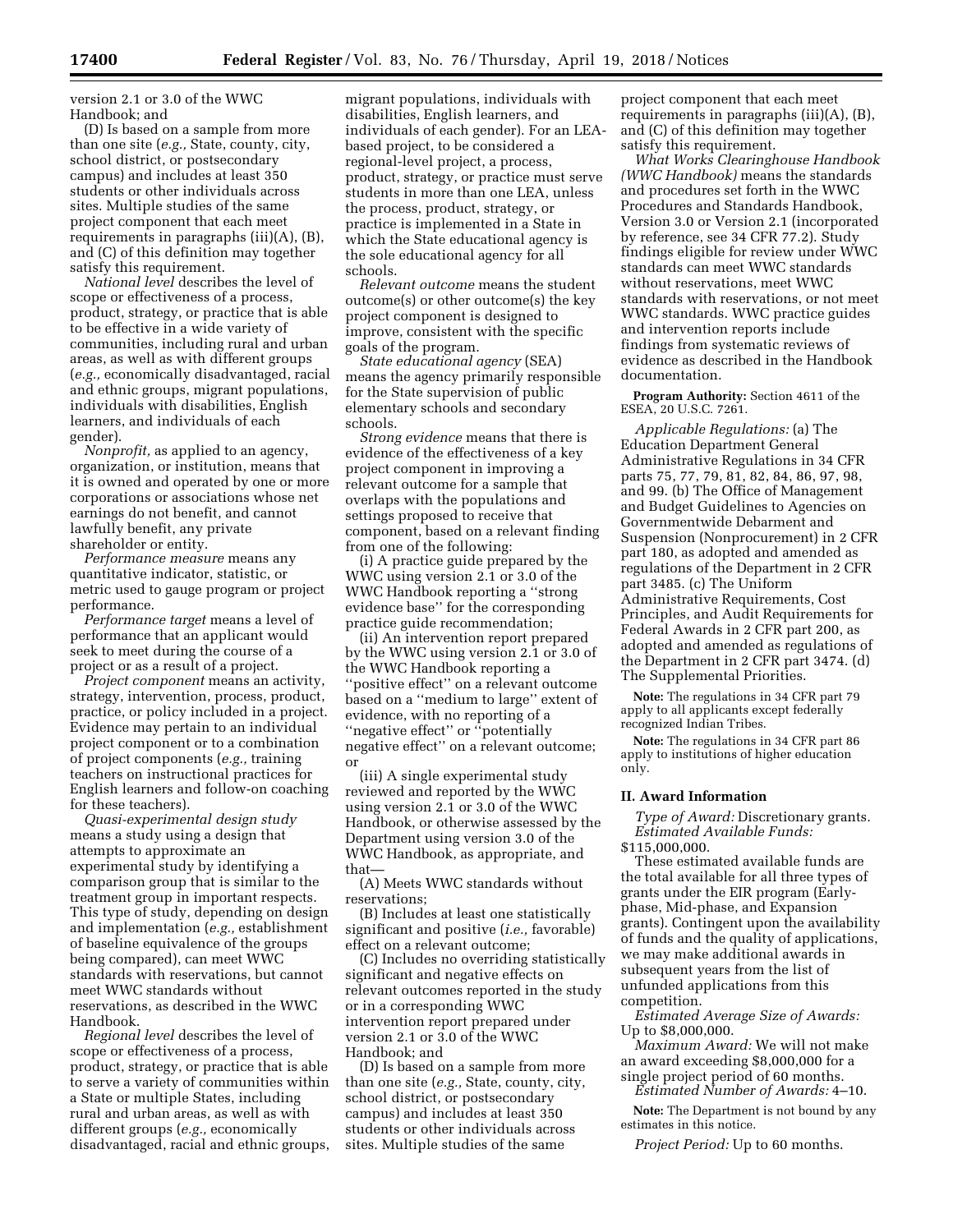version 2.1 or 3.0 of the WWC Handbook; and

(D) Is based on a sample from more than one site (*e.g.,* State, county, city, school district, or postsecondary campus) and includes at least 350 students or other individuals across sites. Multiple studies of the same project component that each meet requirements in paragraphs (iii)(A), (B), and (C) of this definition may together satisfy this requirement.

*National level* describes the level of scope or effectiveness of a process, product, strategy, or practice that is able to be effective in a wide variety of communities, including rural and urban areas, as well as with different groups (*e.g.,* economically disadvantaged, racial and ethnic groups, migrant populations, individuals with disabilities, English learners, and individuals of each gender).

*Nonprofit,* as applied to an agency, organization, or institution, means that it is owned and operated by one or more corporations or associations whose net earnings do not benefit, and cannot lawfully benefit, any private shareholder or entity.

*Performance measure* means any quantitative indicator, statistic, or metric used to gauge program or project performance.

*Performance target* means a level of performance that an applicant would seek to meet during the course of a project or as a result of a project.

*Project component* means an activity, strategy, intervention, process, product, practice, or policy included in a project. Evidence may pertain to an individual project component or to a combination of project components (*e.g.,* training teachers on instructional practices for English learners and follow-on coaching for these teachers).

*Quasi-experimental design study* means a study using a design that attempts to approximate an experimental study by identifying a comparison group that is similar to the treatment group in important respects. This type of study, depending on design and implementation (*e.g.,* establishment of baseline equivalence of the groups being compared), can meet WWC standards with reservations, but cannot meet WWC standards without reservations, as described in the WWC Handbook.

*Regional level* describes the level of scope or effectiveness of a process, product, strategy, or practice that is able to serve a variety of communities within a State or multiple States, including rural and urban areas, as well as with different groups (*e.g.,* economically disadvantaged, racial and ethnic groups, migrant populations, individuals with disabilities, English learners, and individuals of each gender). For an LEA-based project, to be considered a regional-level project, a process, product, strategy, or practice must serve students in more than one LEA, unless the process, product, strategy, or practice is implemented in a State in which the State educational agency is the sole educational agency for all schools.

*Relevant outcome* means the student outcome(s) or other outcome(s) the key project component is designed to improve, consistent with the specific goals of the program.

*State educational agency* (SEA) means the agency primarily responsible for the State supervision of public elementary schools and secondary schools.

*Strong evidence* means that there is evidence of the effectiveness of a key project component in improving a relevant outcome for a sample that overlaps with the populations and settings proposed to receive that component, based on a relevant finding from one of the following:

(i) A practice guide prepared by the WWC using version 2.1 or 3.0 of the WWC Handbook reporting a "strong evidence base" for the corresponding practice guide recommendation;

(ii) An intervention report prepared by the WWC using version 2.1 or 3.0 of the WWC Handbook reporting a "positive effect" on a relevant outcome based on a "medium to large" extent of evidence, with no reporting of a "negative effect" or "potentially negative effect" on a relevant outcome; or

(iii) A single experimental study reviewed and reported by the WWC using version 2.1 or 3.0 of the WWC Handbook, or otherwise assessed by the Department using version 3.0 of the WWC Handbook, as appropriate, and that—

(A) Meets WWC standards without reservations;

(B) Includes at least one statistically significant and positive (*i.e.,* favorable) effect on a relevant outcome;

(C) Includes no overriding statistically significant and negative effects on relevant outcomes reported in the study or in a corresponding WWC intervention report prepared under version 2.1 or 3.0 of the WWC Handbook; and

(D) Is based on a sample from more than one site (*e.g.,* State, county, city, school district, or postsecondary campus) and includes at least 350 students or other individuals across sites. Multiple studies of the same project component that each meet requirements in paragraphs (iii)(A), (B), and (C) of this definition may together satisfy this requirement.

*What Works Clearinghouse Handbook (WWC Handbook)* means the standards and procedures set forth in the WWC Procedures and Standards Handbook, Version 3.0 or Version 2.1 (incorporated by reference, see 34 CFR 77.2). Study findings eligible for review under WWC standards can meet WWC standards without reservations, meet WWC standards with reservations, or not meet WWC standards. WWC practice guides and intervention reports include findings from systematic reviews of evidence as described in the Handbook documentation.

**Program Authority:** Section 4611 of the ESEA, 20 U.S.C. 7261.

*Applicable Regulations:* (a) The Education Department General Administrative Regulations in 34 CFR parts 75, 77, 79, 81, 82, 84, 86, 97, 98, and 99. (b) The Office of Management and Budget Guidelines to Agencies on Governmentwide Debarment and Suspension (Nonprocurement) in 2 CFR part 180, as adopted and amended as regulations of the Department in 2 CFR part 3485. (c) The Uniform Administrative Requirements, Cost Principles, and Audit Requirements for Federal Awards in 2 CFR part 200, as adopted and amended as regulations of the Department in 2 CFR part 3474. (d) The Supplemental Priorities.

**Note:** The regulations in 34 CFR part 79 apply to all applicants except federally recognized Indian Tribes.

**Note:** The regulations in 34 CFR part 86 apply to institutions of higher education only.

## II. Award Information

*Type of Award:* Discretionary grants.

*Estimated Available Funds:* $115,000,000.

These estimated available funds are the total available for all three types of grants under the EIR program (Early-phase, Mid-phase, and Expansion grants). Contingent upon the availability of funds and the quality of applications, we may make additional awards in subsequent years from the list of unfunded applications from this competition.

*Estimated Average Size of Awards:* Up to $8,000,000.

*Maximum Award:* We will not make an award exceeding $8,000,000 for a single project period of 60 months.

*Estimated Number of Awards:* 4–10.

**Note:** The Department is not bound by any estimates in this notice.

*Project Period:* Up to 60 months.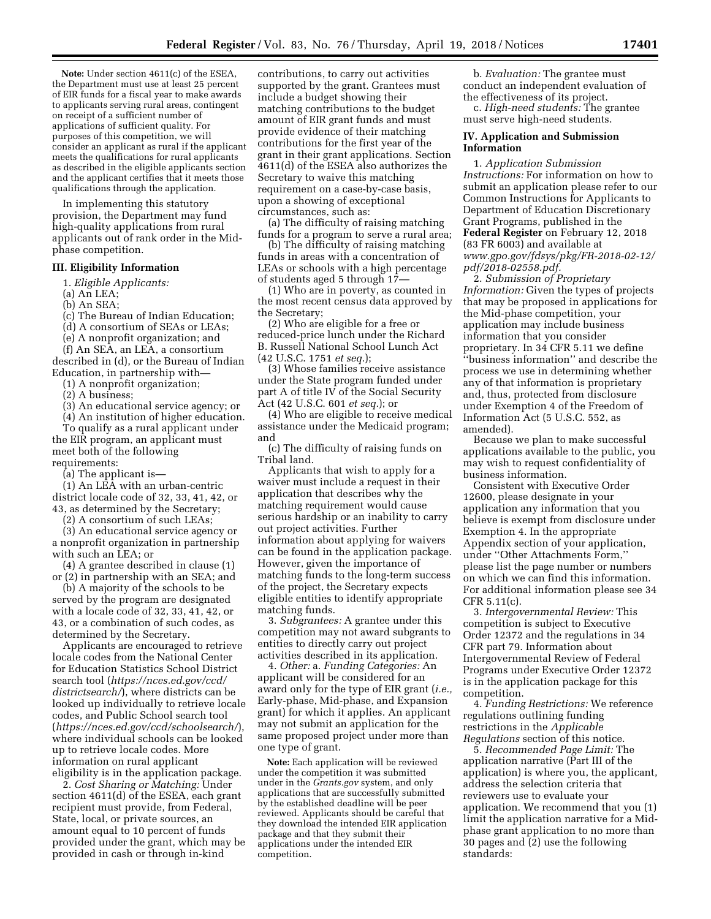**Note:** Under section 4611(c) of the ESEA, the Department must use at least 25 percent of EIR funds for a fiscal year to make awards to applicants serving rural areas, contingent on receipt of a sufficient number of applications of sufficient quality. For purposes of this competition, we will consider an applicant as rural if the applicant meets the qualifications for rural applicants as described in the eligible applicants section and the applicant certifies that it meets those qualifications through the application.

In implementing this statutory provision, the Department may fund high-quality applications from rural applicants out of rank order in the Mid-phase competition.

## III. Eligibility Information

1. *Eligible Applicants:*

(a) An LEA;

(b) An SEA;

(c) The Bureau of Indian Education;

(d) A consortium of SEAs or LEAs;

(e) A nonprofit organization; and

(f) An SEA, an LEA, a consortium described in (d), or the Bureau of Indian Education, in partnership with—

(1) A nonprofit organization;

(2) A business;

(3) An educational service agency; or

(4) An institution of higher education.

To qualify as a rural applicant under the EIR program, an applicant must meet both of the following requirements:

(a) The applicant is—

(1) An LEA with an urban-centric district locale code of 32, 33, 41, 42, or 43, as determined by the Secretary;

(2) A consortium of such LEAs;

(3) An educational service agency or a nonprofit organization in partnership with such an LEA; or

(4) A grantee described in clause (1) or (2) in partnership with an SEA; and

(b) A majority of the schools to be served by the program are designated with a locale code of 32, 33, 41, 42, or 43, or a combination of such codes, as determined by the Secretary.

Applicants are encouraged to retrieve locale codes from the National Center for Education Statistics School District search tool (*https://nces.ed.gov/ccd/districtsearch/*), where districts can be looked up individually to retrieve locale codes, and Public School search tool (*https://nces.ed.gov/ccd/schoolsearch/*), where individual schools can be looked up to retrieve locale codes. More information on rural applicant eligibility is in the application package.

2. *Cost Sharing or Matching:* Under section 4611(d) of the ESEA, each grant recipient must provide, from Federal, State, local, or private sources, an amount equal to 10 percent of funds provided under the grant, which may be provided in cash or through in-kind contributions, to carry out activities supported by the grant. Grantees must include a budget showing their matching contributions to the budget amount of EIR grant funds and must provide evidence of their matching contributions for the first year of the grant in their grant applications. Section 4611(d) of the ESEA also authorizes the Secretary to waive this matching requirement on a case-by-case basis, upon a showing of exceptional circumstances, such as:

(a) The difficulty of raising matching funds for a program to serve a rural area;

(b) The difficulty of raising matching funds in areas with a concentration of LEAs or schools with a high percentage of students aged 5 through 17—

(1) Who are in poverty, as counted in the most recent census data approved by the Secretary;

(2) Who are eligible for a free or reduced-price lunch under the Richard B. Russell National School Lunch Act (42 U.S.C. 1751 *et seq.*);

(3) Whose families receive assistance under the State program funded under part A of title IV of the Social Security Act (42 U.S.C. 601 *et seq.*); or

(4) Who are eligible to receive medical assistance under the Medicaid program; and

(c) The difficulty of raising funds on Tribal land.

Applicants that wish to apply for a waiver must include a request in their application that describes why the matching requirement would cause serious hardship or an inability to carry out project activities. Further information about applying for waivers can be found in the application package. However, given the importance of matching funds to the long-term success of the project, the Secretary expects eligible entities to identify appropriate matching funds.

3. *Subgrantees:* A grantee under this competition may not award subgrants to entities to directly carry out project activities described in its application.

4. *Other:* a. *Funding Categories:* An applicant will be considered for an award only for the type of EIR grant (*i.e.,* Early-phase, Mid-phase, and Expansion grant) for which it applies. An applicant may not submit an application for the same proposed project under more than one type of grant.

**Note:** Each application will be reviewed under the competition it was submitted under in the *Grants.gov* system, and only applications that are successfully submitted by the established deadline will be peer reviewed. Applicants should be careful that they download the intended EIR application package and that they submit their applications under the intended EIR competition.

b. *Evaluation:* The grantee must conduct an independent evaluation of the effectiveness of its project.

c. *High-need students:* The grantee must serve high-need students.

## IV. Application and Submission Information

1. *Application Submission Instructions:* For information on how to submit an application please refer to our Common Instructions for Applicants to Department of Education Discretionary Grant Programs, published in the **Federal Register** on February 12, 2018 (83 FR 6003) and available at *www.gpo.gov/fdsys/pkg/FR-2018-02-12/pdf/2018-02558.pdf.*

2. *Submission of Proprietary Information:* Given the types of projects that may be proposed in applications for the Mid-phase competition, your application may include business information that you consider proprietary. In 34 CFR 5.11 we define "business information" and describe the process we use in determining whether any of that information is proprietary and, thus, protected from disclosure under Exemption 4 of the Freedom of Information Act (5 U.S.C. 552, as amended).

Because we plan to make successful applications available to the public, you may wish to request confidentiality of business information.

Consistent with Executive Order 12600, please designate in your application any information that you believe is exempt from disclosure under Exemption 4. In the appropriate Appendix section of your application, under "Other Attachments Form," please list the page number or numbers on which we can find this information. For additional information please see 34 CFR 5.11(c).

3. *Intergovernmental Review:* This competition is subject to Executive Order 12372 and the regulations in 34 CFR part 79. Information about Intergovernmental Review of Federal Programs under Executive Order 12372 is in the application package for this competition.

4. *Funding Restrictions:* We reference regulations outlining funding restrictions in the *Applicable Regulations* section of this notice.

5. *Recommended Page Limit:* The application narrative (Part III of the application) is where you, the applicant, address the selection criteria that reviewers use to evaluate your application. We recommend that you (1) limit the application narrative for a Mid-phase grant application to no more than 30 pages and (2) use the following standards: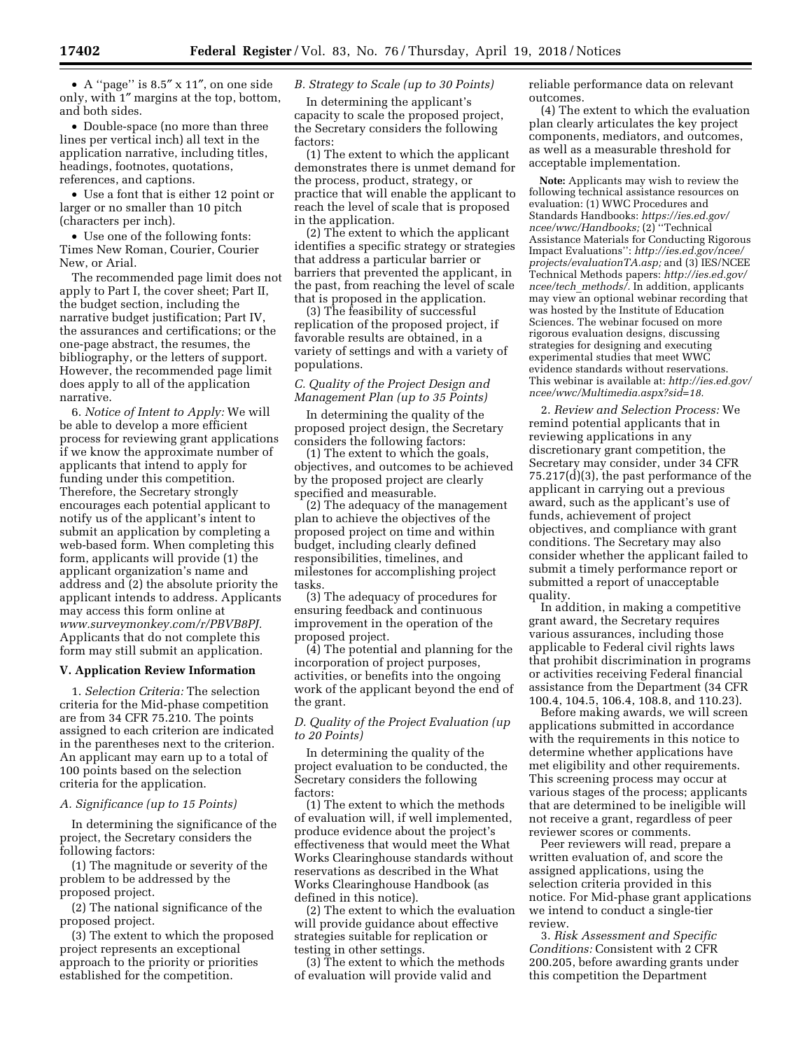- A ''page'' is 8.5″ x 11″, on one side only, with 1″ margins at the top, bottom, and both sides.
- Double-space (no more than three lines per vertical inch) all text in the application narrative, including titles, headings, footnotes, quotations, references, and captions.
- Use a font that is either 12 point or larger or no smaller than 10 pitch (characters per inch).
- Use one of the following fonts: Times New Roman, Courier, Courier New, or Arial.

The recommended page limit does not apply to Part I, the cover sheet; Part II, the budget section, including the narrative budget justification; Part IV, the assurances and certifications; or the one-page abstract, the resumes, the bibliography, or the letters of support. However, the recommended page limit does apply to all of the application narrative.

6. *Notice of Intent to Apply:* We will be able to develop a more efficient process for reviewing grant applications if we know the approximate number of applicants that intend to apply for funding under this competition. Therefore, the Secretary strongly encourages each potential applicant to notify us of the applicant's intent to submit an application by completing a web-based form. When completing this form, applicants will provide (1) the applicant organization's name and address and (2) the absolute priority the applicant intends to address. Applicants may access this form online at *www.surveymonkey.com/r/PBVB8PJ.* Applicants that do not complete this form may still submit an application.

## V. Application Review Information

1. *Selection Criteria:* The selection criteria for the Mid-phase competition are from 34 CFR 75.210. The points assigned to each criterion are indicated in the parentheses next to the criterion. An applicant may earn up to a total of 100 points based on the selection criteria for the application.

*A. Significance (up to 15 Points)*

In determining the significance of the project, the Secretary considers the following factors:

(1) The magnitude or severity of the problem to be addressed by the proposed project.

(2) The national significance of the proposed project.

(3) The extent to which the proposed project represents an exceptional approach to the priority or priorities established for the competition.

*B. Strategy to Scale (up to 30 Points)*

In determining the applicant's capacity to scale the proposed project, the Secretary considers the following factors:

(1) The extent to which the applicant demonstrates there is unmet demand for the process, product, strategy, or practice that will enable the applicant to reach the level of scale that is proposed in the application.

(2) The extent to which the applicant identifies a specific strategy or strategies that address a particular barrier or barriers that prevented the applicant, in the past, from reaching the level of scale that is proposed in the application.

(3) The feasibility of successful replication of the proposed project, if favorable results are obtained, in a variety of settings and with a variety of populations.

*C. Quality of the Project Design and Management Plan (up to 35 Points)*

In determining the quality of the proposed project design, the Secretary considers the following factors:

(1) The extent to which the goals, objectives, and outcomes to be achieved by the proposed project are clearly specified and measurable.

(2) The adequacy of the management plan to achieve the objectives of the proposed project on time and within budget, including clearly defined responsibilities, timelines, and milestones for accomplishing project tasks.

(3) The adequacy of procedures for ensuring feedback and continuous improvement in the operation of the proposed project.

(4) The potential and planning for the incorporation of project purposes, activities, or benefits into the ongoing work of the applicant beyond the end of the grant.

*D. Quality of the Project Evaluation (up to 20 Points)*

In determining the quality of the project evaluation to be conducted, the Secretary considers the following factors:

(1) The extent to which the methods of evaluation will, if well implemented, produce evidence about the project's effectiveness that would meet the What Works Clearinghouse standards without reservations as described in the What Works Clearinghouse Handbook (as defined in this notice).

(2) The extent to which the evaluation will provide guidance about effective strategies suitable for replication or testing in other settings.

(3) The extent to which the methods of evaluation will provide valid and reliable performance data on relevant outcomes.

(4) The extent to which the evaluation plan clearly articulates the key project components, mediators, and outcomes, as well as a measurable threshold for acceptable implementation.

**Note:** Applicants may wish to review the following technical assistance resources on evaluation: (1) WWC Procedures and Standards Handbooks: *https://ies.ed.gov/ncee/wwc/Handbooks;* (2) ''Technical Assistance Materials for Conducting Rigorous Impact Evaluations'': *http://ies.ed.gov/ncee/projects/evaluationTA.asp;* and (3) IES/NCEE Technical Methods papers: *http://ies.ed.gov/ncee/tech_methods/.* In addition, applicants may view an optional webinar recording that was hosted by the Institute of Education Sciences. The webinar focused on more rigorous evaluation designs, discussing strategies for designing and executing experimental studies that meet WWC evidence standards without reservations. This webinar is available at: *http://ies.ed.gov/ncee/wwc/Multimedia.aspx?sid=18.*

2. *Review and Selection Process:* We remind potential applicants that in reviewing applications in any discretionary grant competition, the Secretary may consider, under 34 CFR 75.217(d)(3), the past performance of the applicant in carrying out a previous award, such as the applicant's use of funds, achievement of project objectives, and compliance with grant conditions. The Secretary may also consider whether the applicant failed to submit a timely performance report or submitted a report of unacceptable quality.

In addition, in making a competitive grant award, the Secretary requires various assurances, including those applicable to Federal civil rights laws that prohibit discrimination in programs or activities receiving Federal financial assistance from the Department (34 CFR 100.4, 104.5, 106.4, 108.8, and 110.23).

Before making awards, we will screen applications submitted in accordance with the requirements in this notice to determine whether applications have met eligibility and other requirements. This screening process may occur at various stages of the process; applicants that are determined to be ineligible will not receive a grant, regardless of peer reviewer scores or comments.

Peer reviewers will read, prepare a written evaluation of, and score the assigned applications, using the selection criteria provided in this notice. For Mid-phase grant applications we intend to conduct a single-tier review.

3. *Risk Assessment and Specific Conditions:* Consistent with 2 CFR 200.205, before awarding grants under this competition the Department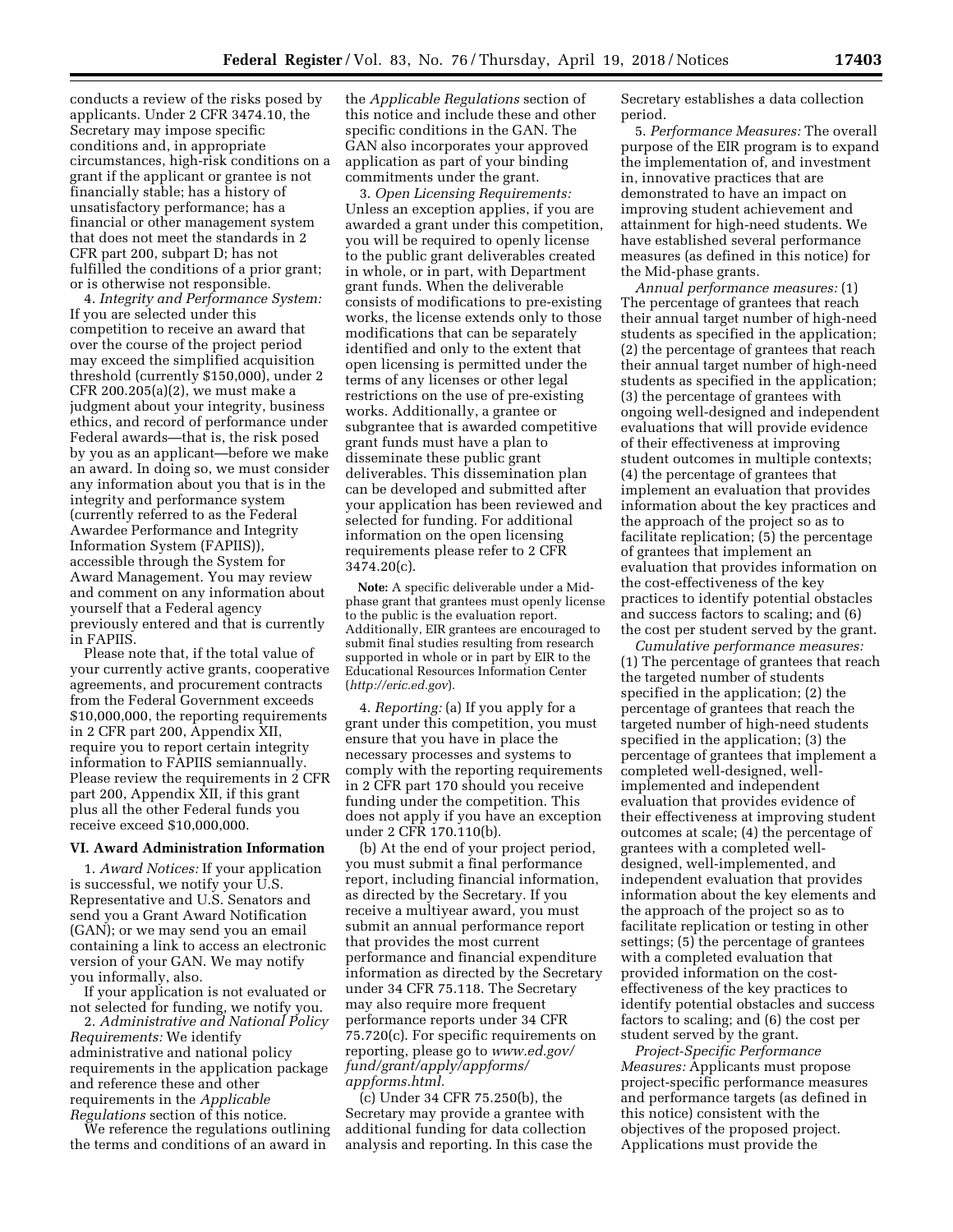conducts a review of the risks posed by applicants. Under 2 CFR 3474.10, the Secretary may impose specific conditions and, in appropriate circumstances, high-risk conditions on a grant if the applicant or grantee is not financially stable; has a history of unsatisfactory performance; has a financial or other management system that does not meet the standards in 2 CFR part 200, subpart D; has not fulfilled the conditions of a prior grant; or is otherwise not responsible.

4. *Integrity and Performance System:* If you are selected under this competition to receive an award that over the course of the project period may exceed the simplified acquisition threshold (currently $150,000), under 2 CFR 200.205(a)(2), we must make a judgment about your integrity, business ethics, and record of performance under Federal awards—that is, the risk posed by you as an applicant—before we make an award. In doing so, we must consider any information about you that is in the integrity and performance system (currently referred to as the Federal Awardee Performance and Integrity Information System (FAPIIS)), accessible through the System for Award Management. You may review and comment on any information about yourself that a Federal agency previously entered and that is currently in FAPIIS.

Please note that, if the total value of your currently active grants, cooperative agreements, and procurement contracts from the Federal Government exceeds $10,000,000, the reporting requirements in 2 CFR part 200, Appendix XII, require you to report certain integrity information to FAPIIS semiannually. Please review the requirements in 2 CFR part 200, Appendix XII, if this grant plus all the other Federal funds you receive exceed $10,000,000.

## VI. Award Administration Information

1. *Award Notices:* If your application is successful, we notify your U.S. Representative and U.S. Senators and send you a Grant Award Notification (GAN); or we may send you an email containing a link to access an electronic version of your GAN. We may notify you informally, also.

If your application is not evaluated or not selected for funding, we notify you.

2. *Administrative and National Policy Requirements:* We identify administrative and national policy requirements in the application package and reference these and other requirements in the *Applicable Regulations* section of this notice.

We reference the regulations outlining the terms and conditions of an award in the *Applicable Regulations* section of this notice and include these and other specific conditions in the GAN. The GAN also incorporates your approved application as part of your binding commitments under the grant.

3. *Open Licensing Requirements:* Unless an exception applies, if you are awarded a grant under this competition, you will be required to openly license to the public grant deliverables created in whole, or in part, with Department grant funds. When the deliverable consists of modifications to pre-existing works, the license extends only to those modifications that can be separately identified and only to the extent that open licensing is permitted under the terms of any licenses or other legal restrictions on the use of pre-existing works. Additionally, a grantee or subgrantee that is awarded competitive grant funds must have a plan to disseminate these public grant deliverables. This dissemination plan can be developed and submitted after your application has been reviewed and selected for funding. For additional information on the open licensing requirements please refer to 2 CFR 3474.20(c).

**Note:** A specific deliverable under a Mid-phase grant that grantees must openly license to the public is the evaluation report. Additionally, EIR grantees are encouraged to submit final studies resulting from research supported in whole or in part by EIR to the Educational Resources Information Center (*http://eric.ed.gov*).

4. *Reporting:* (a) If you apply for a grant under this competition, you must ensure that you have in place the necessary processes and systems to comply with the reporting requirements in 2 CFR part 170 should you receive funding under the competition. This does not apply if you have an exception under 2 CFR 170.110(b).

(b) At the end of your project period, you must submit a final performance report, including financial information, as directed by the Secretary. If you receive a multiyear award, you must submit an annual performance report that provides the most current performance and financial expenditure information as directed by the Secretary under 34 CFR 75.118. The Secretary may also require more frequent performance reports under 34 CFR 75.720(c). For specific requirements on reporting, please go to *www.ed.gov/fund/grant/apply/appforms/appforms.html.*

(c) Under 34 CFR 75.250(b), the Secretary may provide a grantee with additional funding for data collection analysis and reporting. In this case the Secretary establishes a data collection period.

5. *Performance Measures:* The overall purpose of the EIR program is to expand the implementation of, and investment in, innovative practices that are demonstrated to have an impact on improving student achievement and attainment for high-need students. We have established several performance measures (as defined in this notice) for the Mid-phase grants.

*Annual performance measures:* (1) The percentage of grantees that reach their annual target number of high-need students as specified in the application; (2) the percentage of grantees that reach their annual target number of high-need students as specified in the application; (3) the percentage of grantees with ongoing well-designed and independent evaluations that will provide evidence of their effectiveness at improving student outcomes in multiple contexts; (4) the percentage of grantees that implement an evaluation that provides information about the key practices and the approach of the project so as to facilitate replication; (5) the percentage of grantees that implement an evaluation that provides information on the cost-effectiveness of the key practices to identify potential obstacles and success factors to scaling; and (6) the cost per student served by the grant.

*Cumulative performance measures:* (1) The percentage of grantees that reach the targeted number of students specified in the application; (2) the percentage of grantees that reach the targeted number of high-need students specified in the application; (3) the percentage of grantees that implement a completed well-designed, well-implemented and independent evaluation that provides evidence of their effectiveness at improving student outcomes at scale; (4) the percentage of grantees with a completed well-designed, well-implemented, and independent evaluation that provides information about the key elements and the approach of the project so as to facilitate replication or testing in other settings; (5) the percentage of grantees with a completed evaluation that provided information on the cost-effectiveness of the key practices to identify potential obstacles and success factors to scaling; and (6) the cost per student served by the grant.

*Project-Specific Performance Measures:* Applicants must propose project-specific performance measures and performance targets (as defined in this notice) consistent with the objectives of the proposed project. Applications must provide the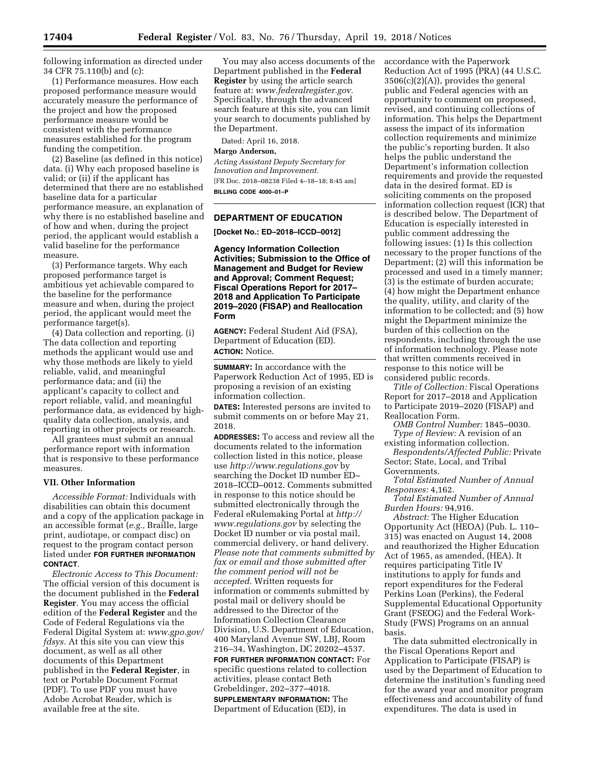following information as directed under 34 CFR 75.110(b) and (c):

(1) Performance measures. How each proposed performance measure would accurately measure the performance of the project and how the proposed performance measure would be consistent with the performance measures established for the program funding the competition.

(2) Baseline (as defined in this notice) data. (i) Why each proposed baseline is valid; or (ii) if the applicant has determined that there are no established baseline data for a particular performance measure, an explanation of why there is no established baseline and of how and when, during the project period, the applicant would establish a valid baseline for the performance measure.

(3) Performance targets. Why each proposed performance target is ambitious yet achievable compared to the baseline for the performance measure and when, during the project period, the applicant would meet the performance target(s).

(4) Data collection and reporting. (i) The data collection and reporting methods the applicant would use and why those methods are likely to yield reliable, valid, and meaningful performance data; and (ii) the applicant's capacity to collect and report reliable, valid, and meaningful performance data, as evidenced by high-quality data collection, analysis, and reporting in other projects or research.

All grantees must submit an annual performance report with information that is responsive to these performance measures.

### VII. Other Information

*Accessible Format:* Individuals with disabilities can obtain this document and a copy of the application package in an accessible format (*e.g.,* Braille, large print, audiotape, or compact disc) on request to the program contact person listed under **FOR FURTHER INFORMATION CONTACT**.

*Electronic Access to This Document:* The official version of this document is the document published in the **Federal Register**. You may access the official edition of the **Federal Register** and the Code of Federal Regulations via the Federal Digital System at: *www.gpo.gov/fdsys.* At this site you can view this document, as well as all other documents of this Department published in the **Federal Register**, in text or Portable Document Format (PDF). To use PDF you must have Adobe Acrobat Reader, which is available free at the site.

You may also access documents of the Department published in the **Federal Register** by using the article search feature at: *www.federalregister.gov.* Specifically, through the advanced search feature at this site, you can limit your search to documents published by the Department.

Dated: April 16, 2018.

**Margo Anderson,**

*Acting Assistant Deputy Secretary for Innovation and Improvement.*

[FR Doc. 2018–08238 Filed 4–18–18; 8:45 am]

**BILLING CODE 4000–01–P**

## DEPARTMENT OF EDUCATION

**[Docket No.: ED–2018–ICCD–0012]**

### Agency Information Collection Activities; Submission to the Office of Management and Budget for Review and Approval; Comment Request; Fiscal Operations Report for 2017–2018 and Application To Participate 2019–2020 (FISAP) and Reallocation Form

**AGENCY:** Federal Student Aid (FSA), Department of Education (ED).

**ACTION:** Notice.

**SUMMARY:** In accordance with the Paperwork Reduction Act of 1995, ED is proposing a revision of an existing information collection.

**DATES:** Interested persons are invited to submit comments on or before May 21, 2018.

**ADDRESSES:** To access and review all the documents related to the information collection listed in this notice, please use *http://www.regulations.gov* by searching the Docket ID number ED–2018–ICCD–0012. Comments submitted in response to this notice should be submitted electronically through the Federal eRulemaking Portal at *http://www.regulations.gov* by selecting the Docket ID number or via postal mail, commercial delivery, or hand delivery. *Please note that comments submitted by fax or email and those submitted after the comment period will not be accepted.* Written requests for information or comments submitted by postal mail or delivery should be addressed to the Director of the Information Collection Clearance Division, U.S. Department of Education, 400 Maryland Avenue SW, LBJ, Room 216–34, Washington, DC 20202–4537.

**FOR FURTHER INFORMATION CONTACT:** For specific questions related to collection activities, please contact Beth Grebeldinger, 202–377–4018.

**SUPPLEMENTARY INFORMATION:** The Department of Education (ED), in accordance with the Paperwork Reduction Act of 1995 (PRA) (44 U.S.C. 3506(c)(2)(A)), provides the general public and Federal agencies with an opportunity to comment on proposed, revised, and continuing collections of information. This helps the Department assess the impact of its information collection requirements and minimize the public's reporting burden. It also helps the public understand the Department's information collection requirements and provide the requested data in the desired format. ED is soliciting comments on the proposed information collection request (ICR) that is described below. The Department of Education is especially interested in public comment addressing the following issues: (1) Is this collection necessary to the proper functions of the Department; (2) will this information be processed and used in a timely manner; (3) is the estimate of burden accurate; (4) how might the Department enhance the quality, utility, and clarity of the information to be collected; and (5) how might the Department minimize the burden of this collection on the respondents, including through the use of information technology. Please note that written comments received in response to this notice will be considered public records.

*Title of Collection:* Fiscal Operations Report for 2017–2018 and Application to Participate 2019–2020 (FISAP) and Reallocation Form.

*OMB Control Number:* 1845–0030.

*Type of Review:* A revision of an existing information collection.

*Respondents/Affected Public:* Private Sector; State, Local, and Tribal Governments.

*Total Estimated Number of Annual Responses:* 4,162.

*Total Estimated Number of Annual Burden Hours:* 94,916.

*Abstract:* The Higher Education Opportunity Act (HEOA) (Pub. L. 110–315) was enacted on August 14, 2008 and reauthorized the Higher Education Act of 1965, as amended, (HEA). It requires participating Title IV institutions to apply for funds and report expenditures for the Federal Perkins Loan (Perkins), the Federal Supplemental Educational Opportunity Grant (FSEOG) and the Federal Work-Study (FWS) Programs on an annual basis.

The data submitted electronically in the Fiscal Operations Report and Application to Participate (FISAP) is used by the Department of Education to determine the institution's funding need for the award year and monitor program effectiveness and accountability of fund expenditures. The data is used in